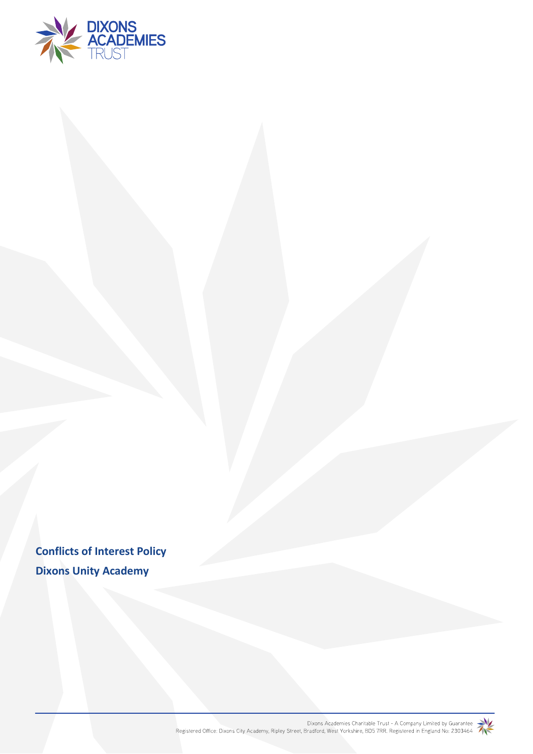# Conflicts of Interest Policy

## Dixons Unity Academy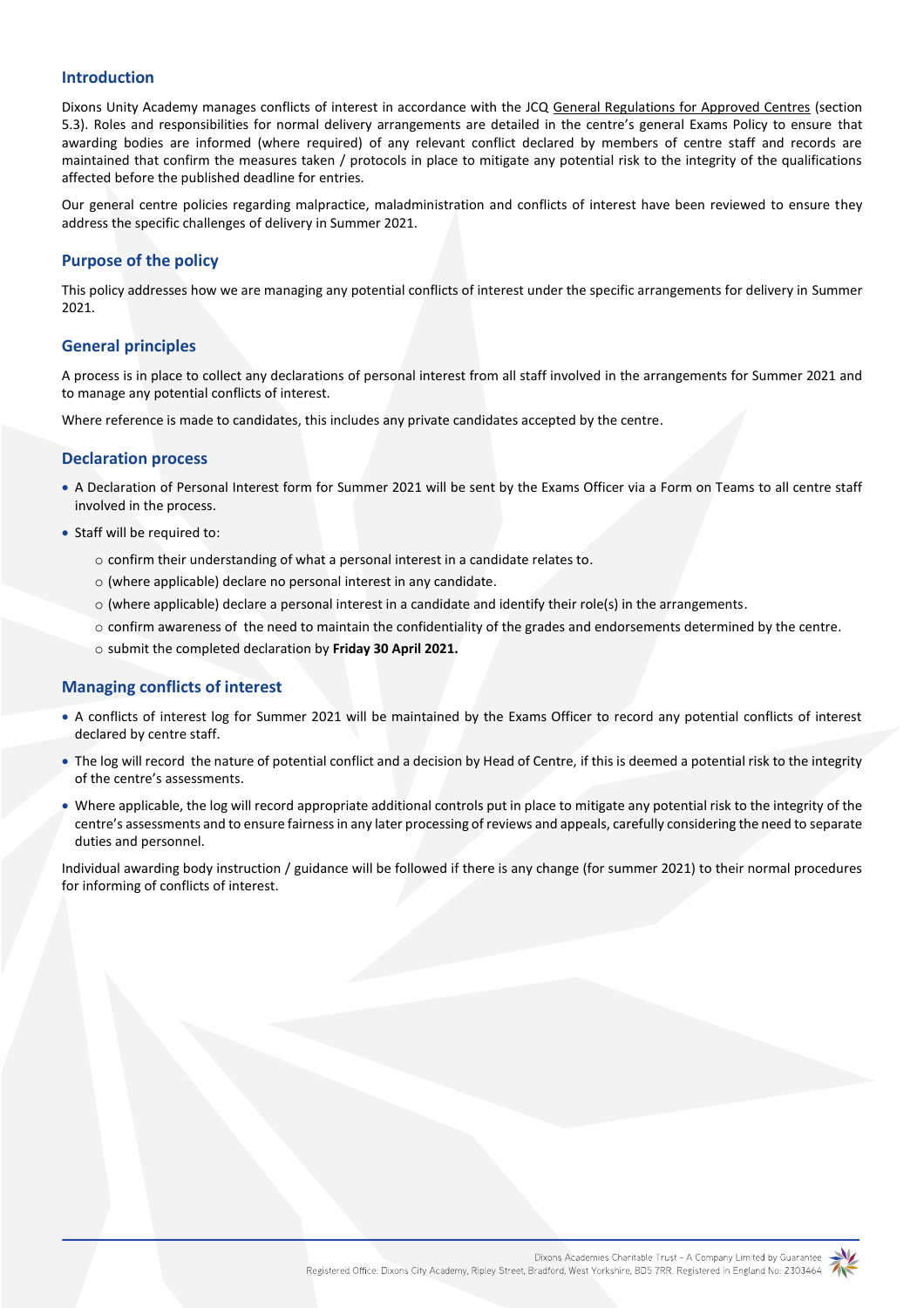## Introduction

Dixons Unity Academy manages conflicts of interest in accordance with the JCQ General Regulations for Approved Centres (section 5.3). Roles and responsibilities for normal delivery arrangements are detailed in the centre's general Exams Policy to ensure that awarding bodies are informed (where required) of any relevant conflict declared by members of centre staff and records are maintained that confirm the measures taken / protocols in place to mitigate any potential risk to the integrity of the qualifications affected before the published deadline for entries.

Our general centre policies regarding malpractice, maladministration and conflicts of interest have been reviewed to ensure they address the specific challenges of delivery in Summer 2021.

## Purpose of the policy

This policy addresses how we are managing any potential conflicts of interest under the specific arrangements for delivery in Summer 2021.

## General principles

A process is in place to collect any declarations of personal interest from all staff involved in the arrangements for Summer 2021 and to manage any potential conflicts of interest.

Where reference is made to candidates, this includes any private candidates accepted by the centre.

## Declaration process

- A Declaration of Personal Interest form for Summer 2021 will be sent by the Exams Officer via a Form on Teams to all centre staff involved in the process.
- Staff will be required to:
  - confirm their understanding of what a personal interest in a candidate relates to.
  - (where applicable) declare no personal interest in any candidate.
  - (where applicable) declare a personal interest in a candidate and identify their role(s) in the arrangements.
  - confirm awareness of the need to maintain the confidentiality of the grades and endorsements determined by the centre.
  - submit the completed declaration by **Friday 30 April 2021.**

## Managing conflicts of interest

- A conflicts of interest log for Summer 2021 will be maintained by the Exams Officer to record any potential conflicts of interest declared by centre staff.
- The log will record the nature of potential conflict and a decision by Head of Centre, if this is deemed a potential risk to the integrity of the centre's assessments.
- Where applicable, the log will record appropriate additional controls put in place to mitigate any potential risk to the integrity of the centre's assessments and to ensure fairness in any later processing of reviews and appeals, carefully considering the need to separate duties and personnel.

Individual awarding body instruction / guidance will be followed if there is any change (for summer 2021) to their normal procedures for informing of conflicts of interest.